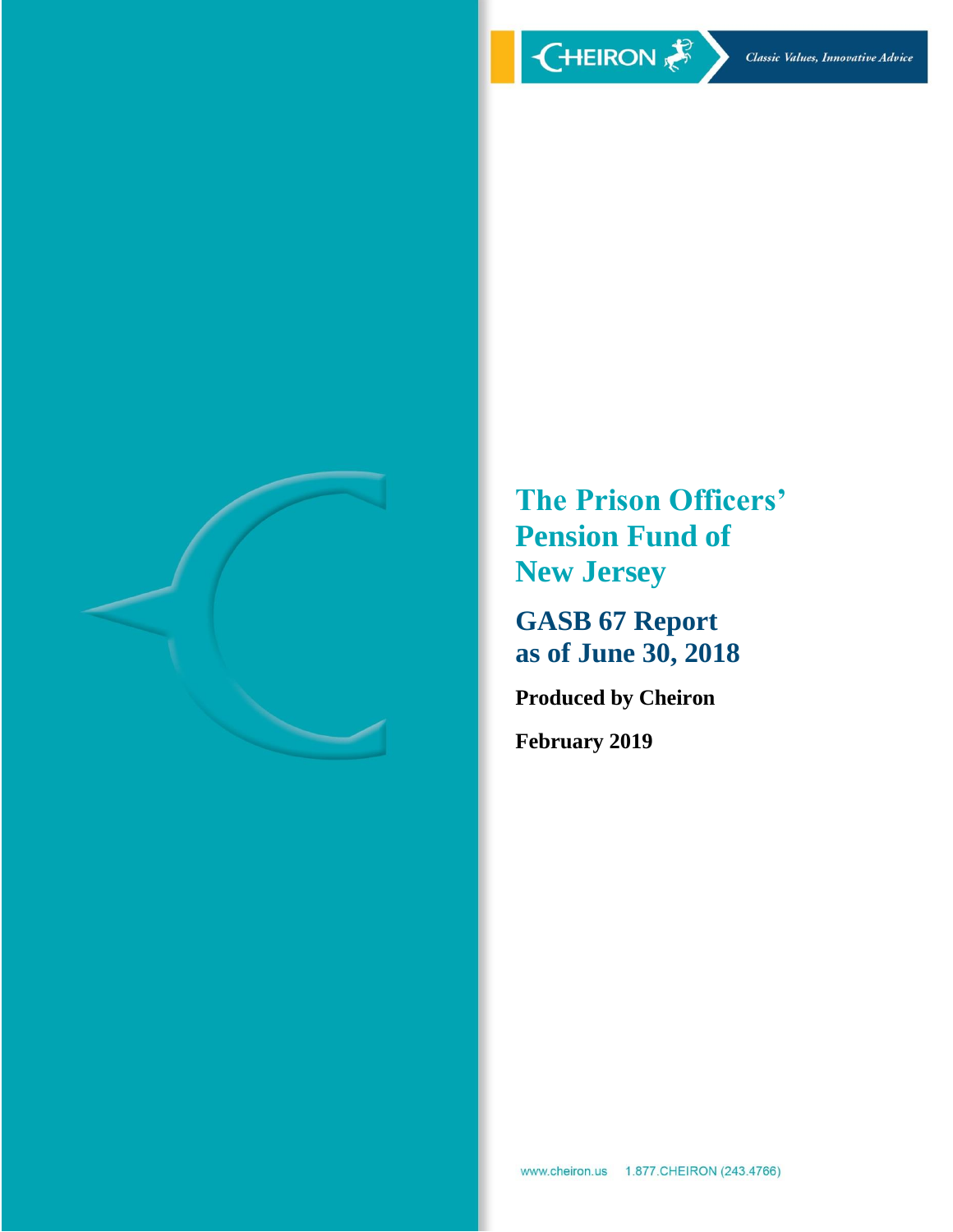CHEIRON

*Classic Values, Innovative Advice*

# The Prisons Officers' Pension Fund of New Jersey

## GASB 67 Report as of June 30, 2018

**Produced by Cheiron**

**February 2019**

www.cheiron.us 1.877.CHEIRON (243.4766)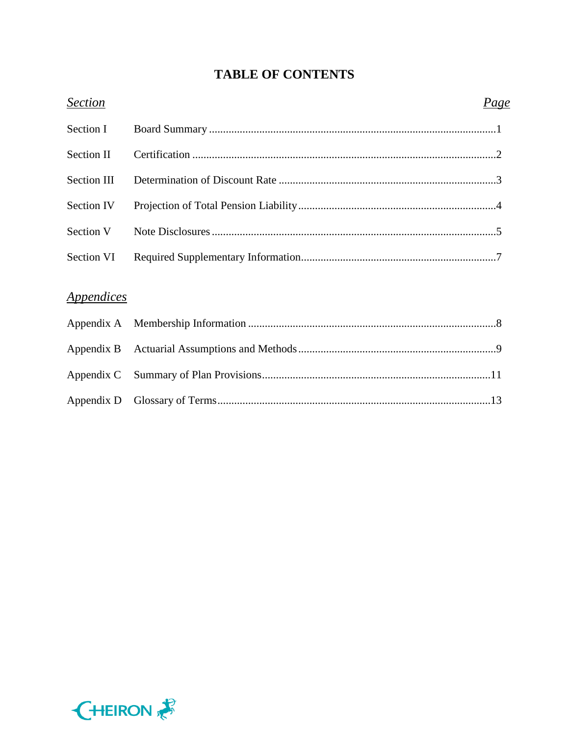# TABLE OF CONTENTS

| *Section* | | *Page* |
|---|---|---|
| Section I | Board Summary | 1 |
| Section II | Certification | 2 |
| Section III | Determination of Discount Rate | 3 |
| Section IV | Projection of Total Pension Liability | 4 |
| Section V | Note Disclosures | 5 |
| Section VI | Required Supplementary Information | 7 |

*Appendices*

| | | |
|---|---|---|
| Appendix A | Membership Information | 8 |
| Appendix B | Actuarial Assumptions and Methods | 9 |
| Appendix C | Summary of Plan Provisions | 11 |
| Appendix D | Glossary of Terms | 13 |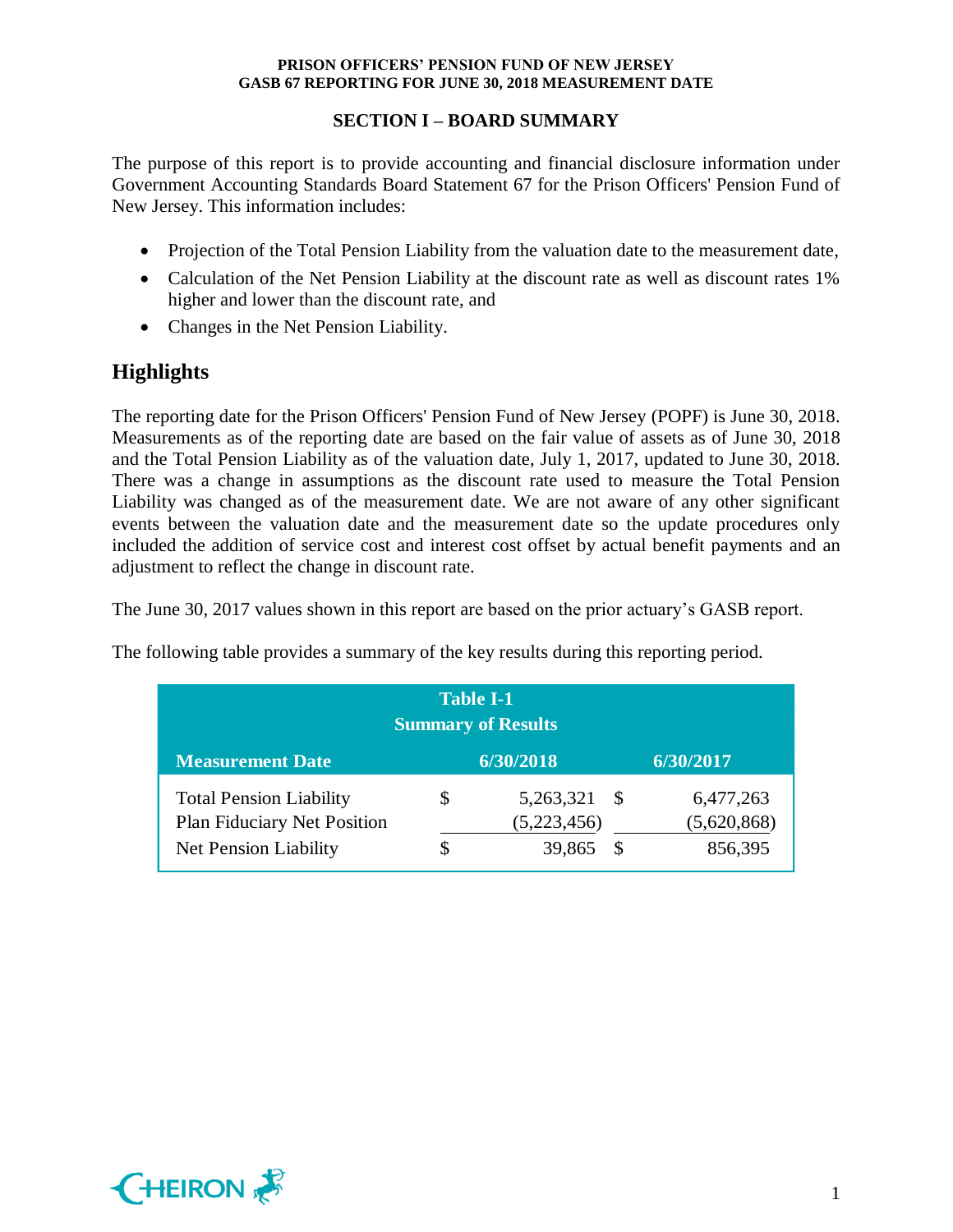## SECTION I – BOARD SUMMARY

The purpose of this report is to provide accounting and financial disclosure information under Government Accounting Standards Board Statement 67 for the Prison Officers' Pension Fund of New Jersey. This information includes:

- Projection of the Total Pension Liability from the valuation date to the measurement date,
- Calculation of the Net Pension Liability at the discount rate as well as discount rates 1% higher and lower than the discount rate, and
- Changes in the Net Pension Liability.

## Highlights

The reporting date for the Prison Officers' Pension Fund of New Jersey (POPF) is June 30, 2018. Measurements as of the reporting date are based on the fair value of assets as of June 30, 2018 and the Total Pension Liability as of the valuation date, July 1, 2017, updated to June 30, 2018. There was a change in assumptions as the discount rate used to measure the Total Pension Liability was changed as of the measurement date. We are not aware of any other significant events between the valuation date and the measurement date so the update procedures only included the addition of service cost and interest cost offset by actual benefit payments and an adjustment to reflect the change in discount rate.

The June 30, 2017 values shown in this report are based on the prior actuary's GASB report.

The following table provides a summary of the key results during this reporting period.

**Table I-1**
**Summary of Results**

| Measurement Date | 6/30/2018 | 6/30/2017 |
|---|---|---|
| Total Pension Liability | $ 5,263,321 | $ 6,477,263 |
| Plan Fiduciary Net Position | (5,223,456) | (5,620,868) |
| Net Pension Liability | $ 39,865 | $ 856,395 |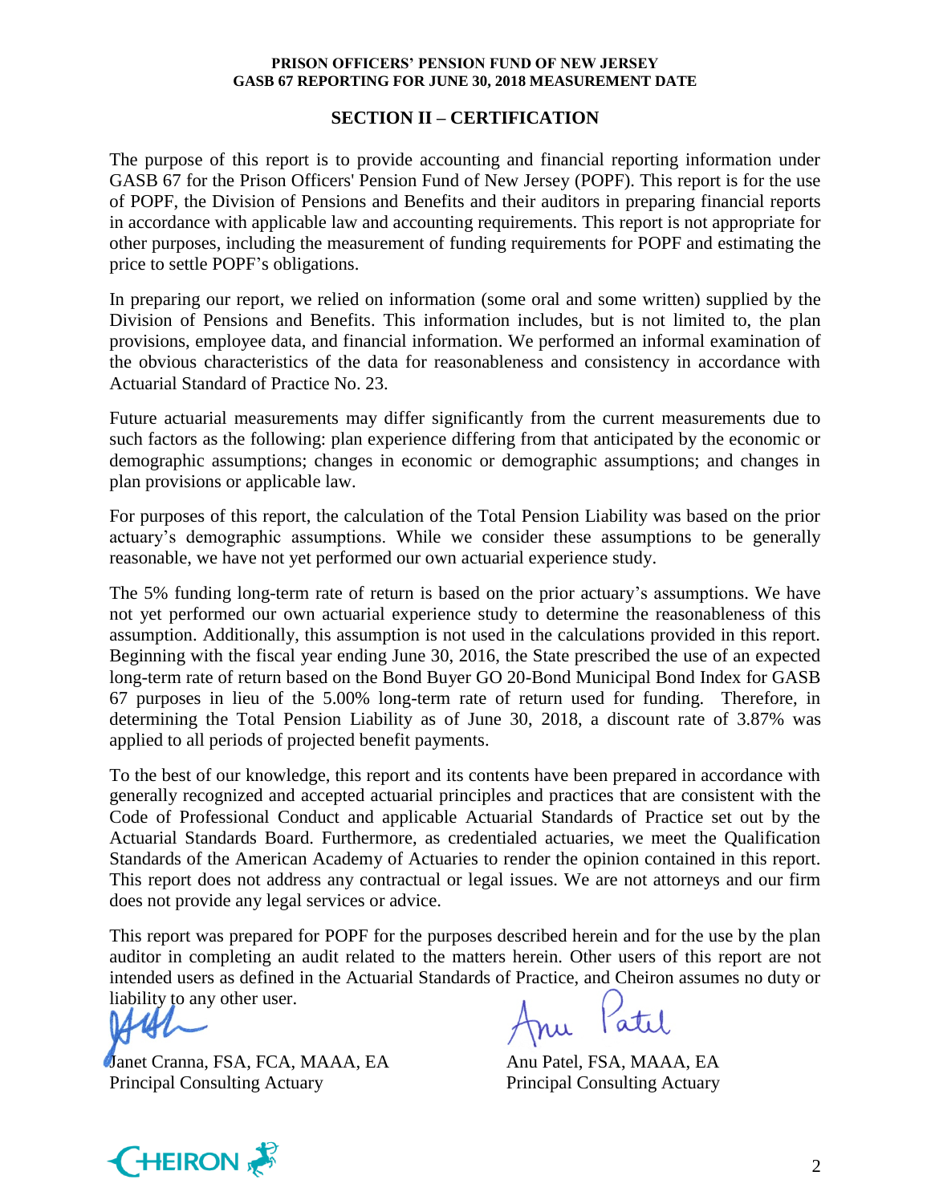## SECTION II – CERTIFICATION

The purpose of this report is to provide accounting and financial reporting information under GASB 67 for the Prison Officers' Pension Fund of New Jersey (POPF). This report is for the use of POPF, the Division of Pensions and Benefits and their auditors in preparing financial reports in accordance with applicable law and accounting requirements. This report is not appropriate for other purposes, including the measurement of funding requirements for POPF and estimating the price to settle POPF's obligations.

In preparing our report, we relied on information (some oral and some written) supplied by the Division of Pensions and Benefits. This information includes, but is not limited to, the plan provisions, employee data, and financial information. We performed an informal examination of the obvious characteristics of the data for reasonableness and consistency in accordance with Actuarial Standard of Practice No. 23.

Future actuarial measurements may differ significantly from the current measurements due to such factors as the following: plan experience differing from that anticipated by the economic or demographic assumptions; changes in economic or demographic assumptions; and changes in plan provisions or applicable law.

For purposes of this report, the calculation of the Total Pension Liability was based on the prior actuary's demographic assumptions. While we consider these assumptions to be generally reasonable, we have not yet performed our own actuarial experience study.

The 5% funding long-term rate of return is based on the prior actuary's assumptions. We have not yet performed our own actuarial experience study to determine the reasonableness of this assumption. Additionally, this assumption is not used in the calculations provided in this report. Beginning with the fiscal year ending June 30, 2016, the State prescribed the use of an expected long-term rate of return based on the Bond Buyer GO 20-Bond Municipal Bond Index for GASB 67 purposes in lieu of the 5.00% long-term rate of return used for funding. Therefore, in determining the Total Pension Liability as of June 30, 2018, a discount rate of 3.87% was applied to all periods of projected benefit payments.

To the best of our knowledge, this report and its contents have been prepared in accordance with generally recognized and accepted actuarial principles and practices that are consistent with the Code of Professional Conduct and applicable Actuarial Standards of Practice set out by the Actuarial Standards Board. Furthermore, as credentialed actuaries, we meet the Qualification Standards of the American Academy of Actuaries to render the opinion contained in this report. This report does not address any contractual or legal issues. We are not attorneys and our firm does not provide any legal services or advice.

This report was prepared for POPF for the purposes described herein and for the use by the plan auditor in completing an audit related to the matters herein. Other users of this report are not intended users as defined in the Actuarial Standards of Practice, and Cheiron assumes no duty or liability to any other user.

Janet Cranna, FSA, FCA, MAAA, EA
Principal Consulting Actuary

Anu Patel, FSA, MAAA, EA
Principal Consulting Actuary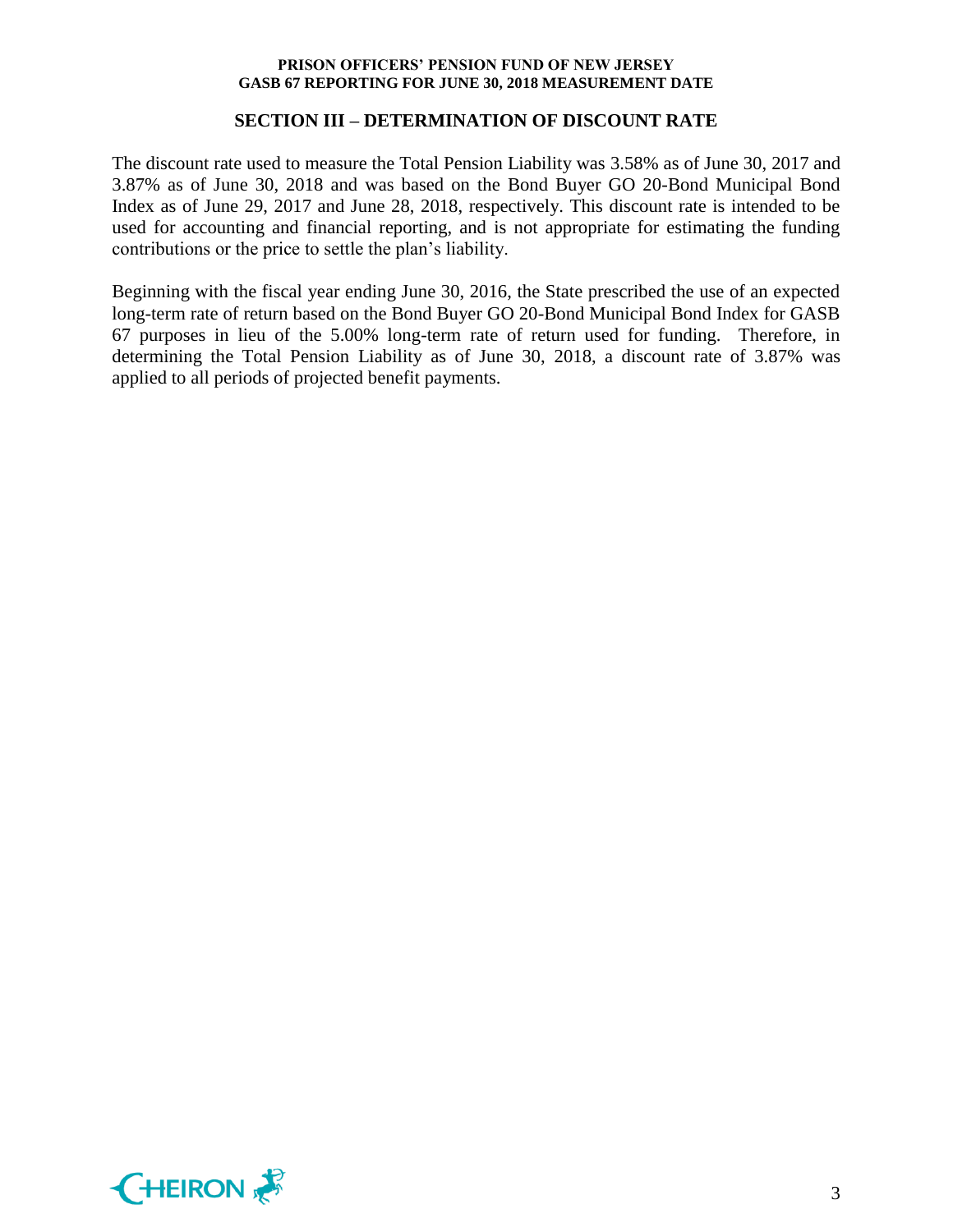## SECTION III – DETERMINATION OF DISCOUNT RATE

The discount rate used to measure the Total Pension Liability was 3.58% as of June 30, 2017 and 3.87% as of June 30, 2018 and was based on the Bond Buyer GO 20-Bond Municipal Bond Index as of June 29, 2017 and June 28, 2018, respectively. This discount rate is intended to be used for accounting and financial reporting, and is not appropriate for estimating the funding contributions or the price to settle the plan's liability.

Beginning with the fiscal year ending June 30, 2016, the State prescribed the use of an expected long-term rate of return based on the Bond Buyer GO 20-Bond Municipal Bond Index for GASB 67 purposes in lieu of the 5.00% long-term rate of return used for funding. Therefore, in determining the Total Pension Liability as of June 30, 2018, a discount rate of 3.87% was applied to all periods of projected benefit payments.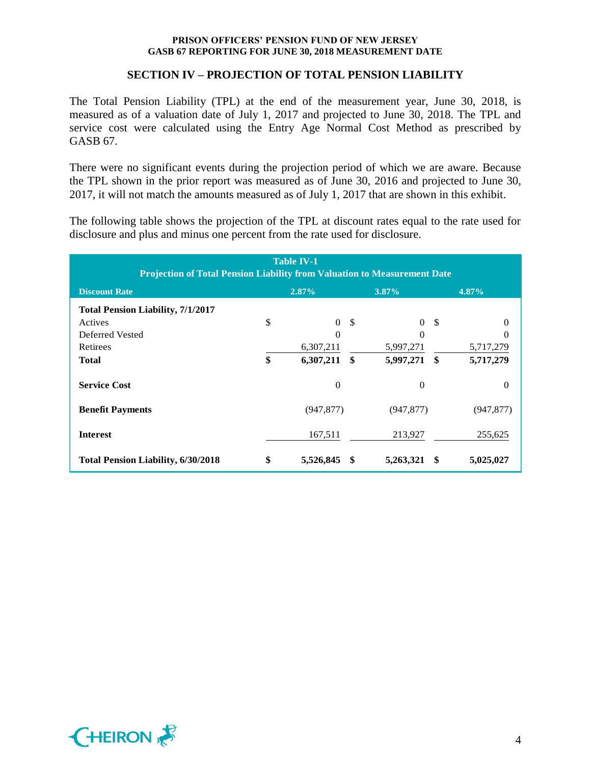## SECTION IV – PROJECTION OF TOTAL PENSION LIABILITY

The Total Pension Liability (TPL) at the end of the measurement year, June 30, 2018, is measured as of a valuation date of July 1, 2017 and projected to June 30, 2018. The TPL and service cost were calculated using the Entry Age Normal Cost Method as prescribed by GASB 67.

There were no significant events during the projection period of which we are aware. Because the TPL shown in the prior report was measured as of June 30, 2016 and projected to June 30, 2017, it will not match the amounts measured as of July 1, 2017 that are shown in this exhibit.

The following table shows the projection of the TPL at discount rates equal to the rate used for disclosure and plus and minus one percent from the rate used for disclosure.

**Table IV-1**
**Projection of Total Pension Liability from Valuation to Measurement Date**

| Discount Rate | 2.87% | 3.87% | 4.87% |
|---|---|---|---|
| **Total Pension Liability, 7/1/2017** | | | |
| Actives | $ 0 | $ 0 | $ 0 |
| Deferred Vested | 0 | 0 | 0 |
| Retirees | 6,307,211 | 5,997,271 | 5,717,279 |
| **Total** | **$ 6,307,211** | **$ 5,997,271** | **$ 5,717,279** |
| **Service Cost** | 0 | 0 | 0 |
| **Benefit Payments** | (947,877) | (947,877) | (947,877) |
| **Interest** | 167,511 | 213,927 | 255,625 |
| **Total Pension Liability, 6/30/2018** | **$ 5,526,845** | **$ 5,263,321** | **$ 5,025,027** |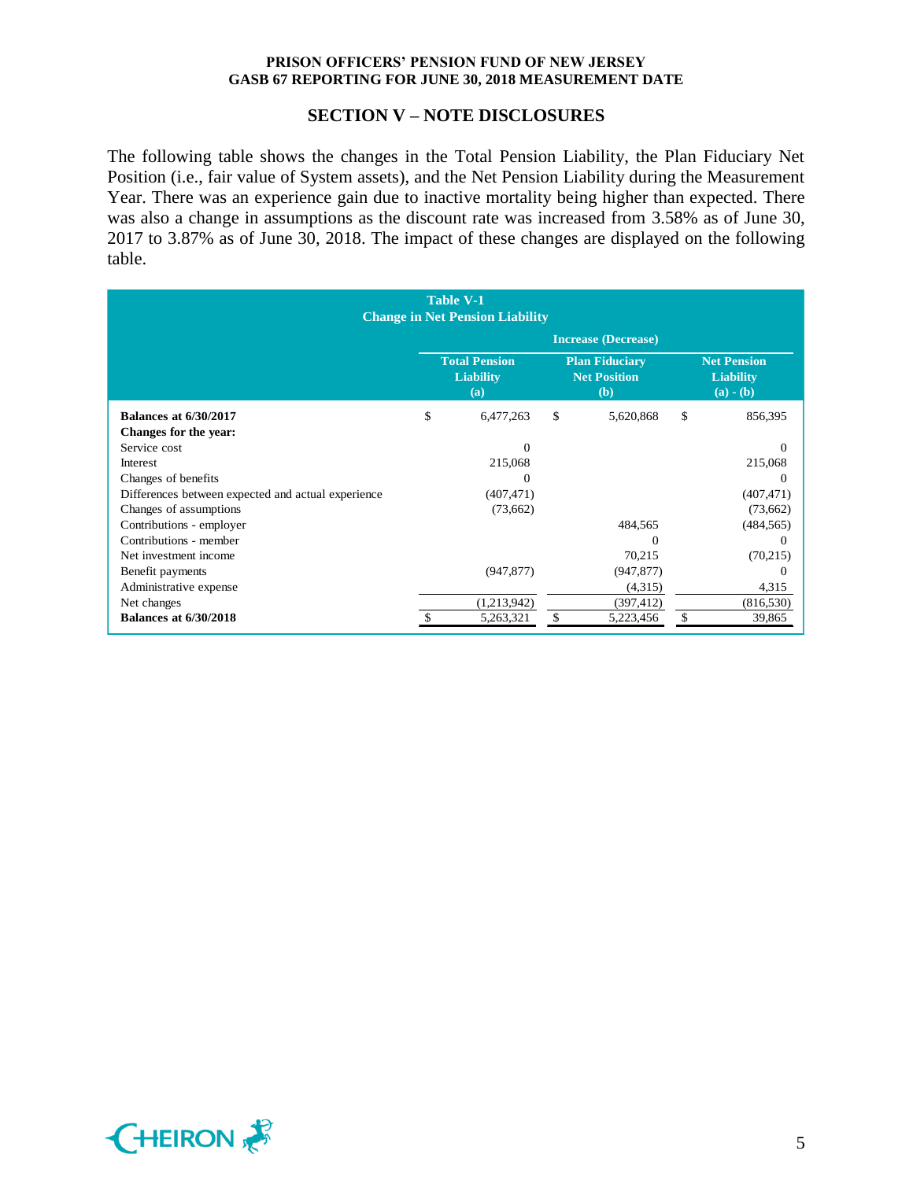## SECTION V – NOTE DISCLOSURES

The following table shows the changes in the Total Pension Liability, the Plan Fiduciary Net Position (i.e., fair value of System assets), and the Net Pension Liability during the Measurement Year. There was an experience gain due to inactive mortality being higher than expected. There was also a change in assumptions as the discount rate was increased from 3.58% as of June 30, 2017 to 3.87% as of June 30, 2018. The impact of these changes are displayed on the following table.

**Table V-1**
**Change in Net Pension Liability**

| | Increase (Decrease) | | |
|---|---|---|---|
| | **Total Pension Liability (a)** | **Plan Fiduciary Net Position (b)** | **Net Pension Liability (a) - (b)** |
| **Balances at 6/30/2017** | $ 6,477,263 | $ 5,620,868 | $ 856,395 |
| **Changes for the year:** | | | |
| Service cost | 0 | | 0 |
| Interest | 215,068 | | 215,068 |
| Changes of benefits | 0 | | 0 |
| Differences between expected and actual experience | (407,471) | | (407,471) |
| Changes of assumptions | (73,662) | | (73,662) |
| Contributions - employer | | 484,565 | (484,565) |
| Contributions - member | | 0 | 0 |
| Net investment income | | 70,215 | (70,215) |
| Benefit payments | (947,877) | (947,877) | 0 |
| Administrative expense | | (4,315) | 4,315 |
| Net changes | (1,213,942) | (397,412) | (816,530) |
| **Balances at 6/30/2018** | $ 5,263,321 | $ 5,223,456 | $ 39,865 |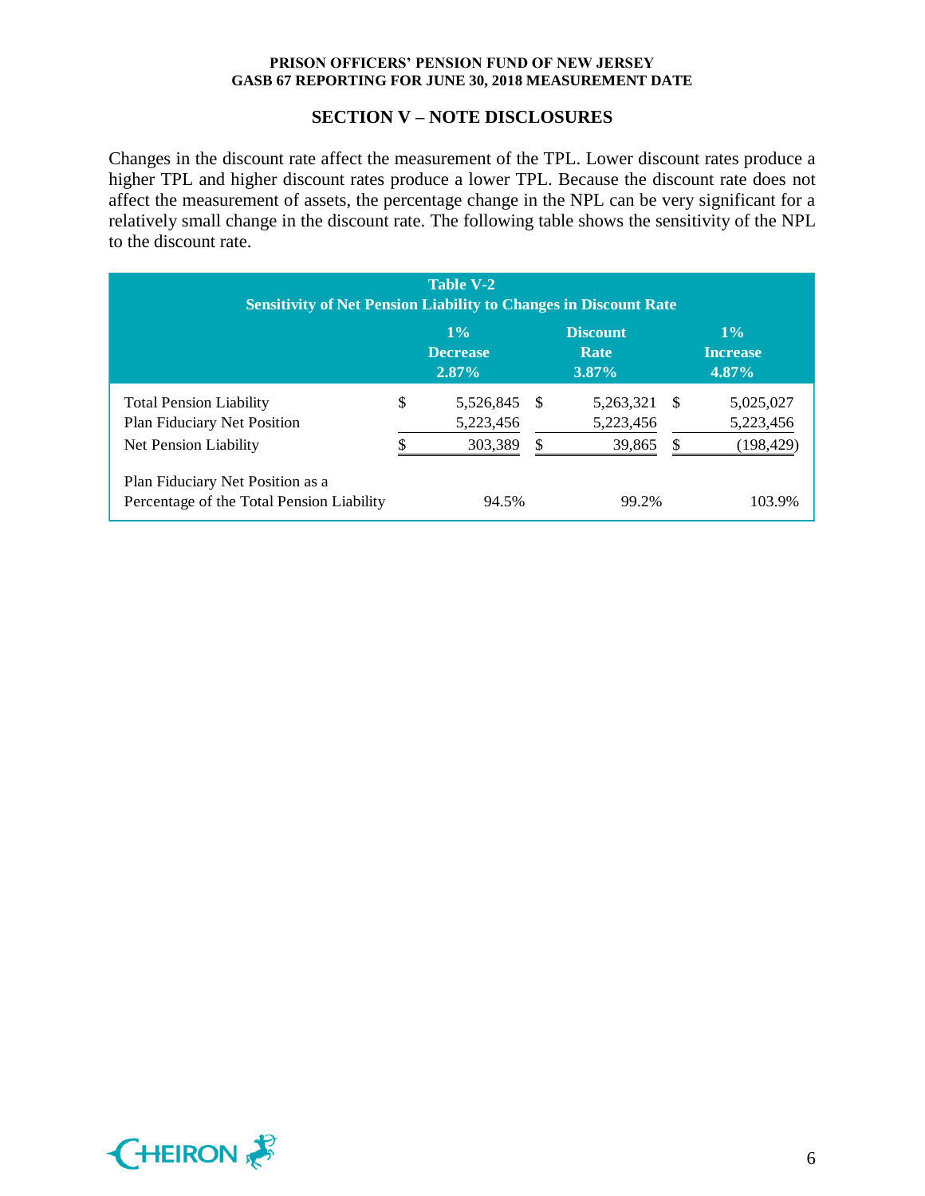## SECTION V – NOTE DISCLOSURES

Changes in the discount rate affect the measurement of the TPL. Lower discount rates produce a higher TPL and higher discount rates produce a lower TPL. Because the discount rate does not affect the measurement of assets, the percentage change in the NPL can be very significant for a relatively small change in the discount rate. The following table shows the sensitivity of the NPL to the discount rate.

**Table V-2**
**Sensitivity of Net Pension Liability to Changes in Discount Rate**

| | 1% Decrease 2.87% | Discount Rate 3.87% | 1% Increase 4.87% |
|---|---|---|---|
| Total Pension Liability | $ 5,526,845 | $ 5,263,321 | $ 5,025,027 |
| Plan Fiduciary Net Position | 5,223,456 | 5,223,456 | 5,223,456 |
| Net Pension Liability | $ 303,389 | $ 39,865 | $ (198,429) |
| Plan Fiduciary Net Position as a Percentage of the Total Pension Liability | 94.5% | 99.2% | 103.9% |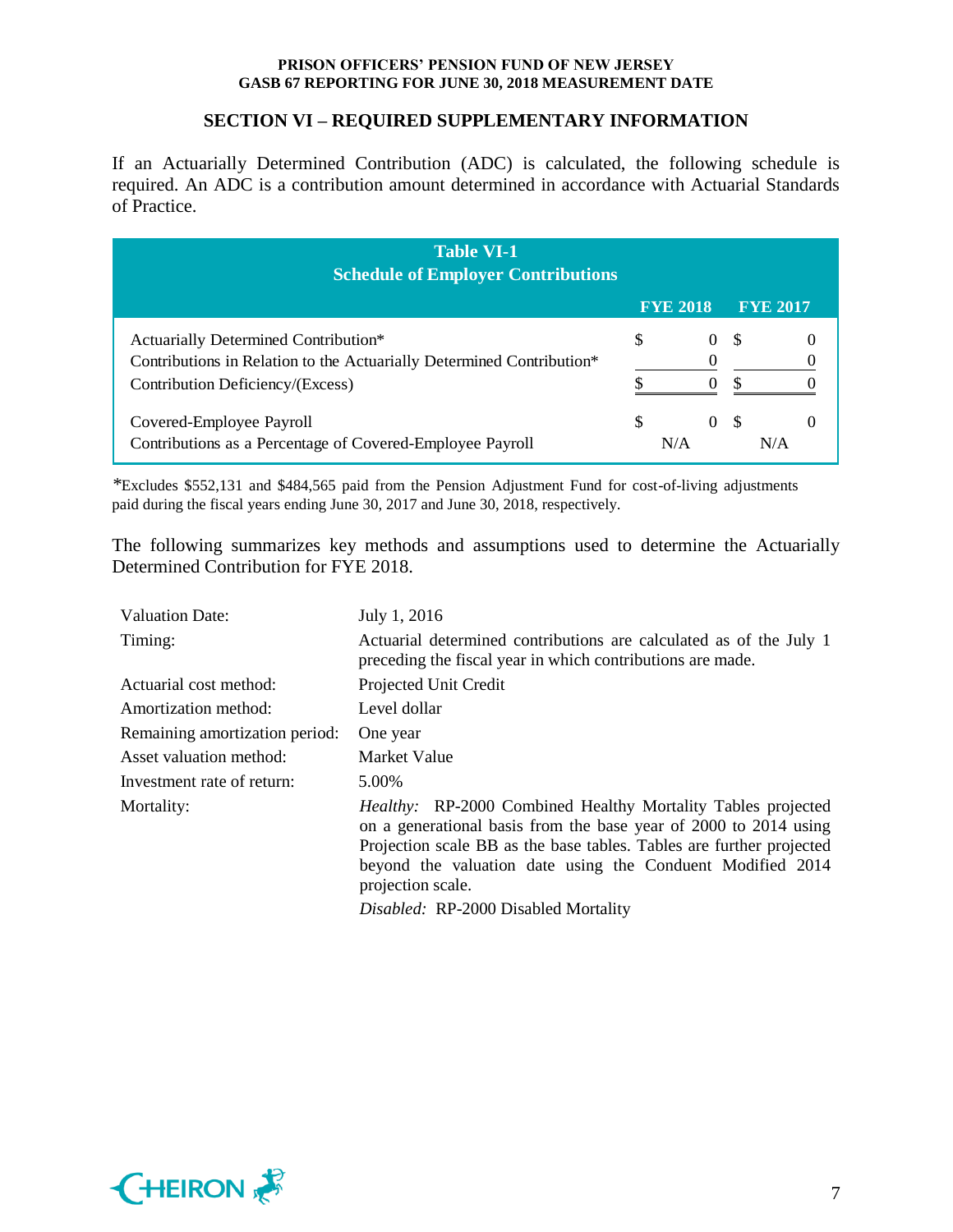## SECTION VI – REQUIRED SUPPLEMENTARY INFORMATION

If an Actuarially Determined Contribution (ADC) is calculated, the following schedule is required. An ADC is a contribution amount determined in accordance with Actuarial Standards of Practice.

**Table VI-1**
**Schedule of Employer Contributions**

| | FYE 2018 | FYE 2017 |
|---|---|---|
| Actuarially Determined Contribution* | $ 0 | $ 0 |
| Contributions in Relation to the Actuarially Determined Contribution* | 0 | 0 |
| Contribution Deficiency/(Excess) | $ 0 | $ 0 |
| Covered-Employee Payroll | $ 0 | $ 0 |
| Contributions as a Percentage of Covered-Employee Payroll | N/A | N/A |

*Excludes $552,131 and $484,565 paid from the Pension Adjustment Fund for cost-of-living adjustments paid during the fiscal years ending June 30, 2017 and June 30, 2018, respectively.

The following summarizes key methods and assumptions used to determine the Actuarially Determined Contribution for FYE 2018.

| | |
|---|---|
| Valuation Date: | July 1, 2016 |
| Timing: | Actuarial determined contributions are calculated as of the July 1 preceding the fiscal year in which contributions are made. |
| Actuarial cost method: | Projected Unit Credit |
| Amortization method: | Level dollar |
| Remaining amortization period: | One year |
| Asset valuation method: | Market Value |
| Investment rate of return: | 5.00% |
| Mortality: | *Healthy:* RP-2000 Combined Healthy Mortality Tables projected on a generational basis from the base year of 2000 to 2014 using Projection scale BB as the base tables. Tables are further projected beyond the valuation date using the Conduent Modified 2014 projection scale. *Disabled:* RP-2000 Disabled Mortality |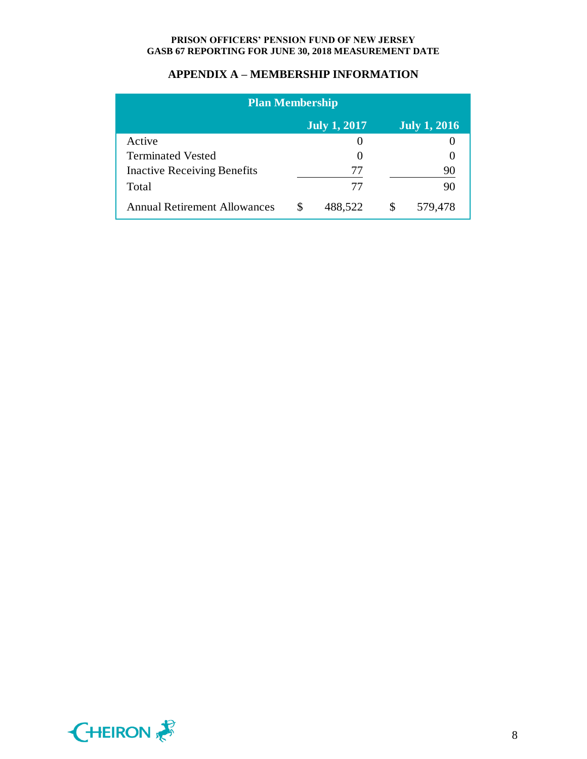## APPENDIX A – MEMBERSHIP INFORMATION

| Plan Membership | | |
|---|---|---|
| | July 1, 2017 | July 1, 2016 |
| Active | 0 | 0 |
| Terminated Vested | 0 | 0 |
| Inactive Receiving Benefits | 77 | 90 |
| Total | 77 | 90 |
| Annual Retirement Allowances | $ 488,522 | $ 579,478 |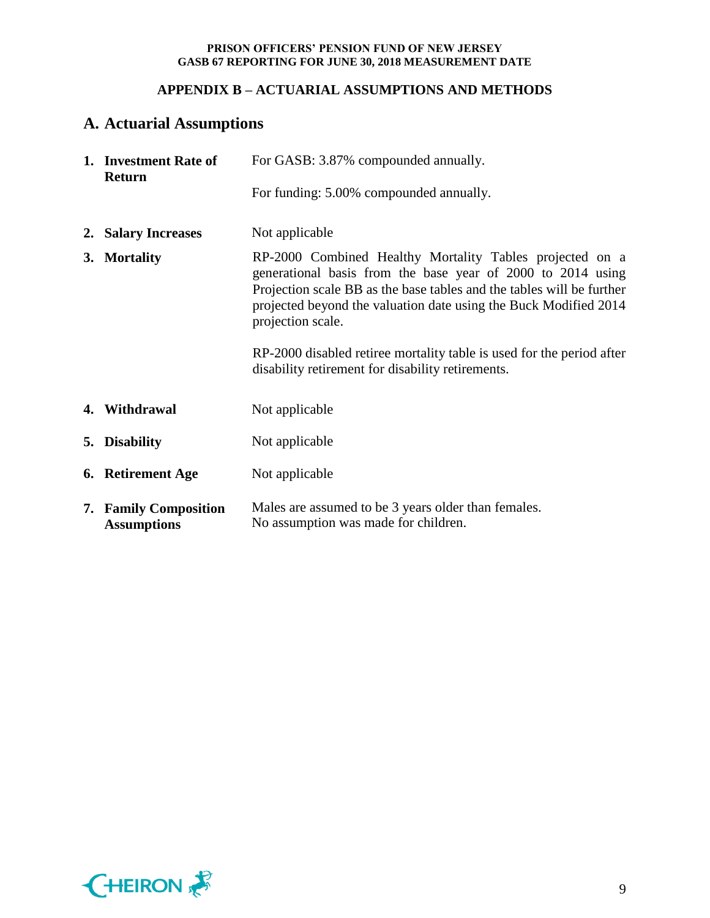## APPENDIX B – ACTUARIAL ASSUMPTIONS AND METHODS

## A. Actuarial Assumptions

1. **Investment Rate of Return**

   For GASB: 3.87% compounded annually.

   For funding: 5.00% compounded annually.

2. **Salary Increases**

   Not applicable

3. **Mortality**

   RP-2000 Combined Healthy Mortality Tables projected on a generational basis from the base year of 2000 to 2014 using Projection scale BB as the base tables and the tables will be further projected beyond the valuation date using the Buck Modified 2014 projection scale.

   RP-2000 disabled retiree mortality table is used for the period after disability retirement for disability retirements.

4. **Withdrawal**

   Not applicable

5. **Disability**

   Not applicable

6. **Retirement Age**

   Not applicable

7. **Family Composition Assumptions**

   Males are assumed to be 3 years older than females.
   No assumption was made for children.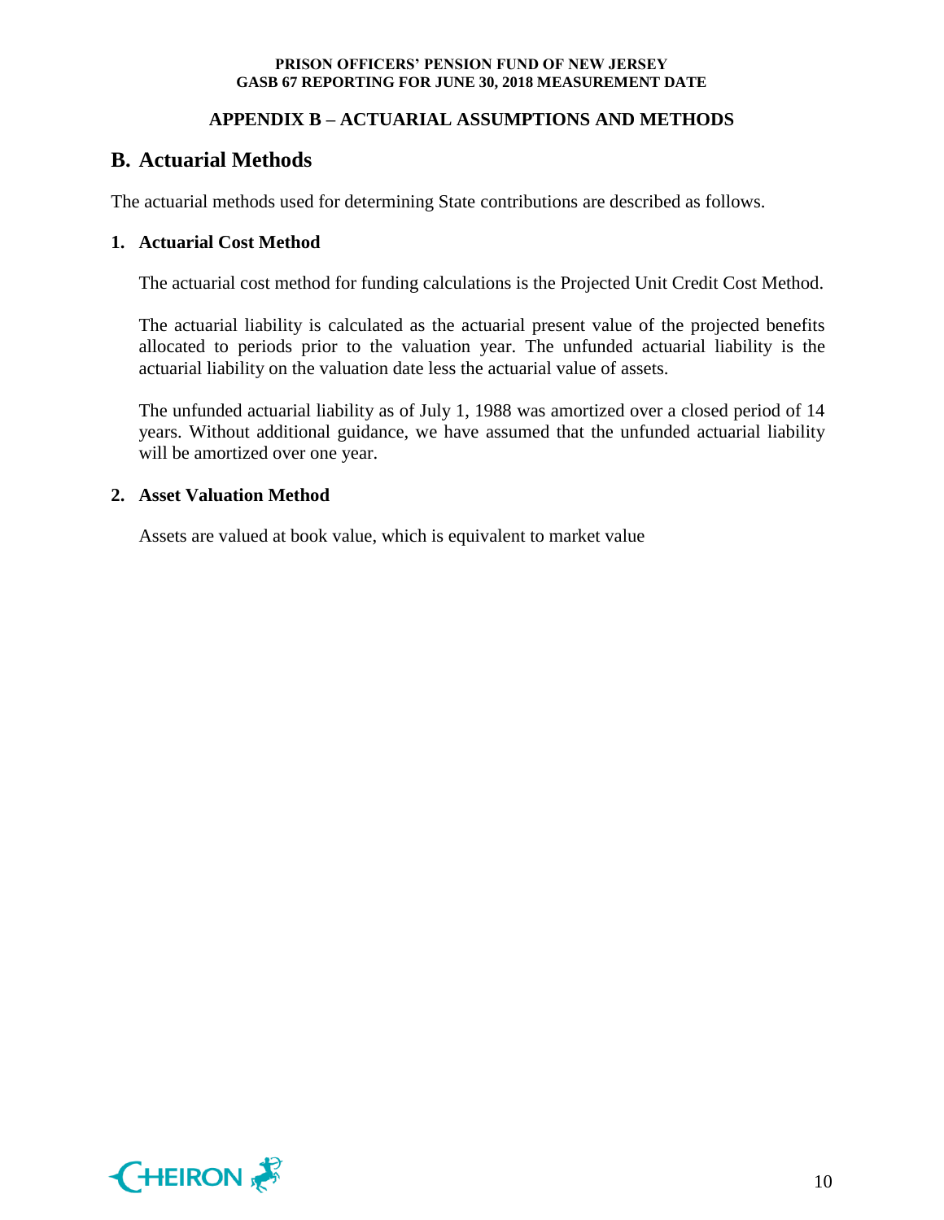## APPENDIX B – ACTUARIAL ASSUMPTIONS AND METHODS

## B. Actuarial Methods

The actuarial methods used for determining State contributions are described as follows.

### 1. Actuarial Cost Method

The actuarial cost method for funding calculations is the Projected Unit Credit Cost Method.

The actuarial liability is calculated as the actuarial present value of the projected benefits allocated to periods prior to the valuation year. The unfunded actuarial liability is the actuarial liability on the valuation date less the actuarial value of assets.

The unfunded actuarial liability as of July 1, 1988 was amortized over a closed period of 14 years. Without additional guidance, we have assumed that the unfunded actuarial liability will be amortized over one year.

### 2. Asset Valuation Method

Assets are valued at book value, which is equivalent to market value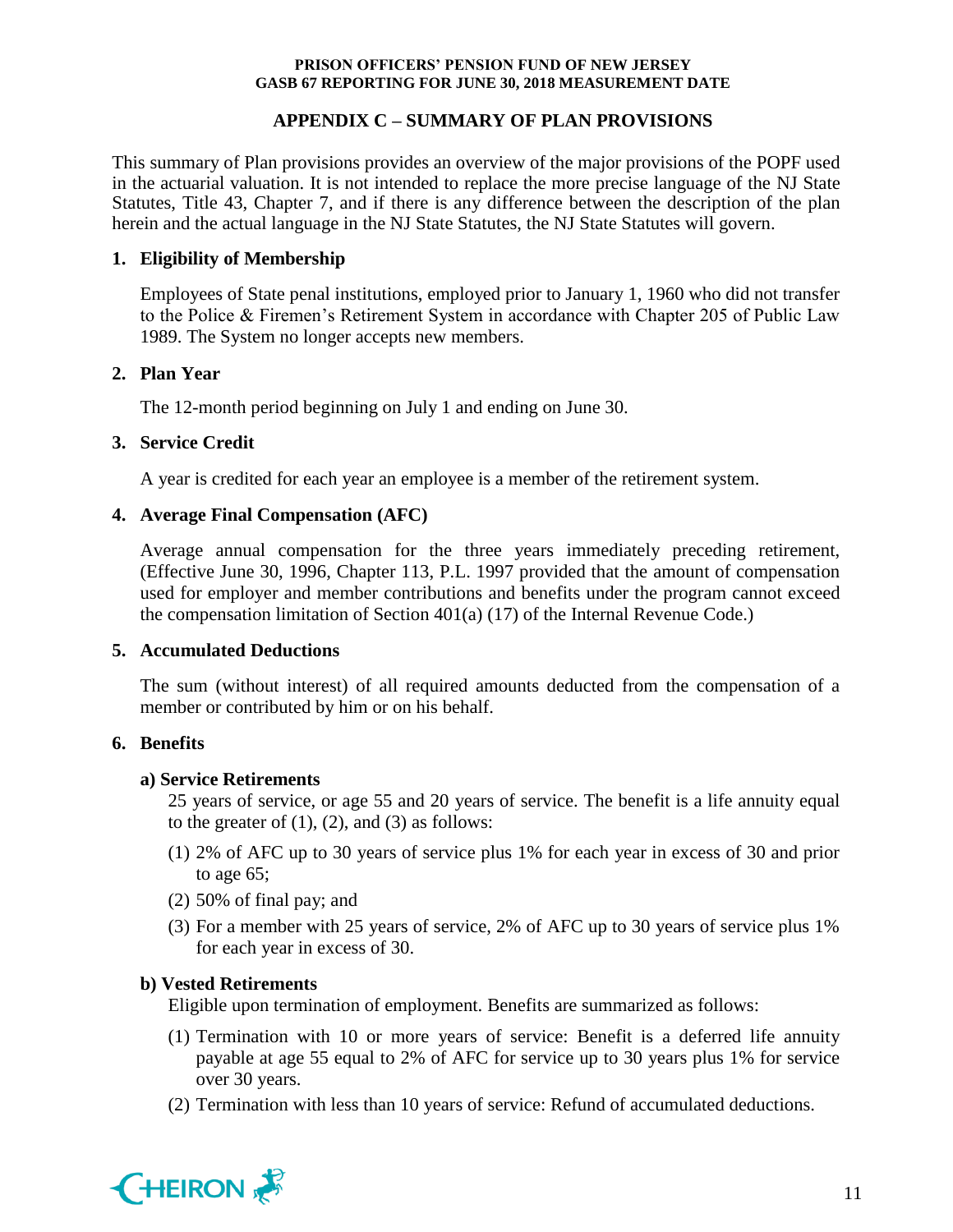## APPENDIX C – SUMMARY OF PLAN PROVISIONS

This summary of Plan provisions provides an overview of the major provisions of the POPF used in the actuarial valuation. It is not intended to replace the more precise language of the NJ State Statutes, Title 43, Chapter 7, and if there is any difference between the description of the plan herein and the actual language in the NJ State Statutes, the NJ State Statutes will govern.

### 1. Eligibility of Membership

Employees of State penal institutions, employed prior to January 1, 1960 who did not transfer to the Police & Firemen's Retirement System in accordance with Chapter 205 of Public Law 1989. The System no longer accepts new members.

### 2. Plan Year

The 12-month period beginning on July 1 and ending on June 30.

### 3. Service Credit

A year is credited for each year an employee is a member of the retirement system.

### 4. Average Final Compensation (AFC)

Average annual compensation for the three years immediately preceding retirement, (Effective June 30, 1996, Chapter 113, P.L. 1997 provided that the amount of compensation used for employer and member contributions and benefits under the program cannot exceed the compensation limitation of Section 401(a) (17) of the Internal Revenue Code.)

### 5. Accumulated Deductions

The sum (without interest) of all required amounts deducted from the compensation of a member or contributed by him or on his behalf.

### 6. Benefits

#### a) Service Retirements

25 years of service, or age 55 and 20 years of service. The benefit is a life annuity equal to the greater of (1), (2), and (3) as follows:

(1) 2% of AFC up to 30 years of service plus 1% for each year in excess of 30 and prior to age 65;

(2) 50% of final pay; and

(3) For a member with 25 years of service, 2% of AFC up to 30 years of service plus 1% for each year in excess of 30.

#### b) Vested Retirements

Eligible upon termination of employment. Benefits are summarized as follows:

(1) Termination with 10 or more years of service: Benefit is a deferred life annuity payable at age 55 equal to 2% of AFC for service up to 30 years plus 1% for service over 30 years.

(2) Termination with less than 10 years of service: Refund of accumulated deductions.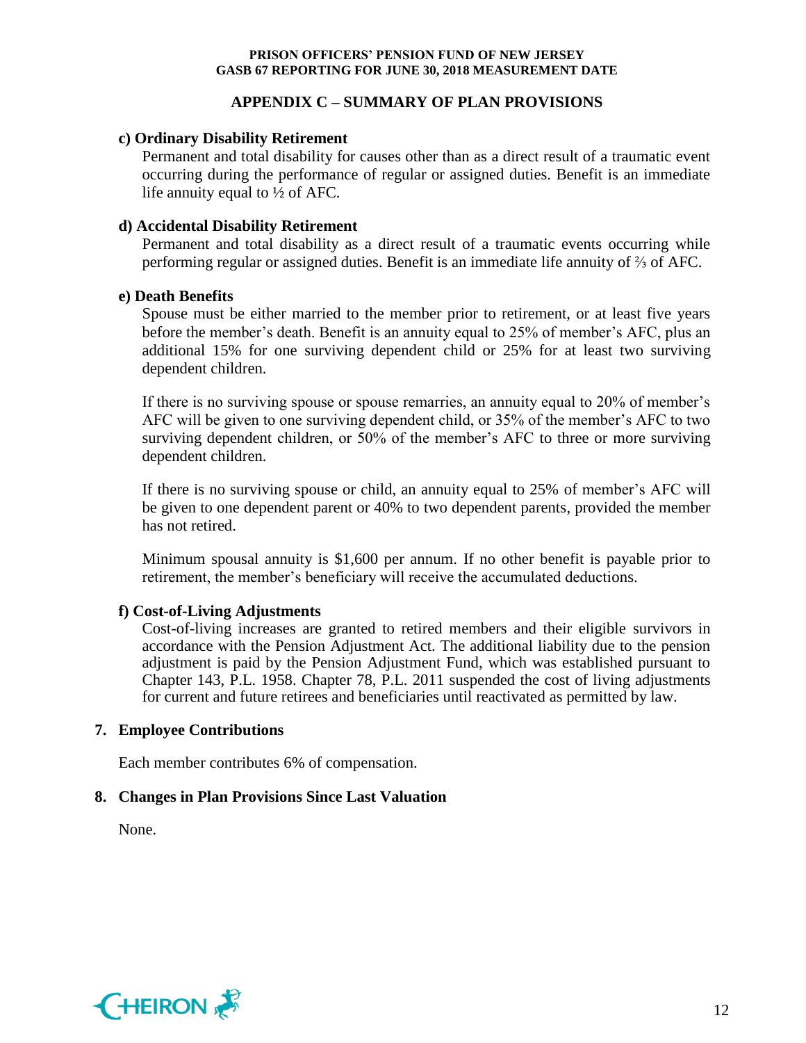## APPENDIX C – SUMMARY OF PLAN PROVISIONS

**c) Ordinary Disability Retirement**

Permanent and total disability for causes other than as a direct result of a traumatic event occurring during the performance of regular or assigned duties. Benefit is an immediate life annuity equal to ½ of AFC.

**d) Accidental Disability Retirement**

Permanent and total disability as a direct result of a traumatic events occurring while performing regular or assigned duties. Benefit is an immediate life annuity of ⅔ of AFC.

**e) Death Benefits**

Spouse must be either married to the member prior to retirement, or at least five years before the member's death. Benefit is an annuity equal to 25% of member's AFC, plus an additional 15% for one surviving dependent child or 25% for at least two surviving dependent children.

If there is no surviving spouse or spouse remarries, an annuity equal to 20% of member's AFC will be given to one surviving dependent child, or 35% of the member's AFC to two surviving dependent children, or 50% of the member's AFC to three or more surviving dependent children.

If there is no surviving spouse or child, an annuity equal to 25% of member's AFC will be given to one dependent parent or 40% to two dependent parents, provided the member has not retired.

Minimum spousal annuity is $1,600 per annum. If no other benefit is payable prior to retirement, the member's beneficiary will receive the accumulated deductions.

**f) Cost-of-Living Adjustments**

Cost-of-living increases are granted to retired members and their eligible survivors in accordance with the Pension Adjustment Act. The additional liability due to the pension adjustment is paid by the Pension Adjustment Fund, which was established pursuant to Chapter 143, P.L. 1958. Chapter 78, P.L. 2011 suspended the cost of living adjustments for current and future retirees and beneficiaries until reactivated as permitted by law.

### 7. Employee Contributions

Each member contributes 6% of compensation.

### 8. Changes in Plan Provisions Since Last Valuation

None.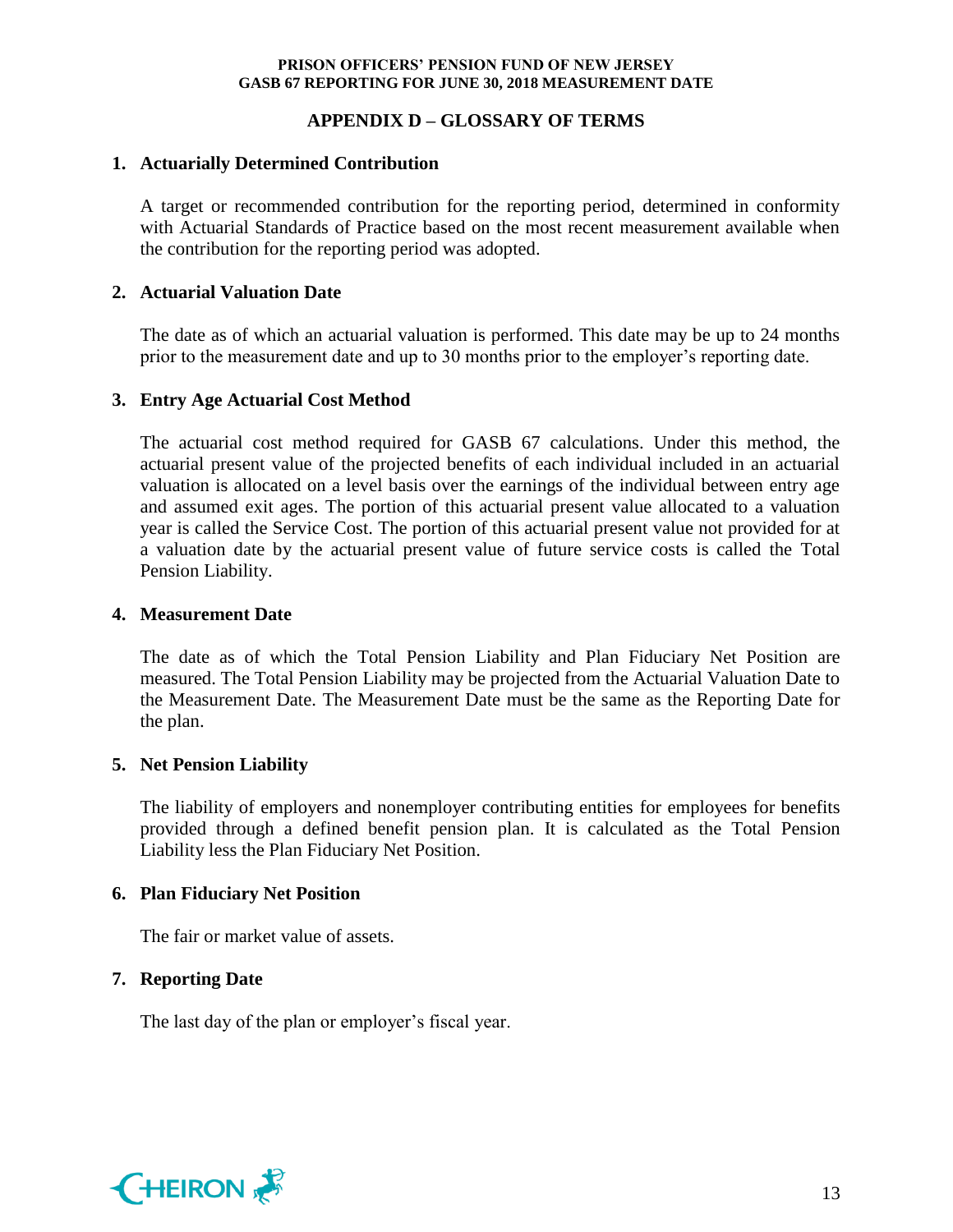## APPENDIX D – GLOSSARY OF TERMS

**1. Actuarially Determined Contribution**

A target or recommended contribution for the reporting period, determined in conformity with Actuarial Standards of Practice based on the most recent measurement available when the contribution for the reporting period was adopted.

**2. Actuarial Valuation Date**

The date as of which an actuarial valuation is performed. This date may be up to 24 months prior to the measurement date and up to 30 months prior to the employer's reporting date.

**3. Entry Age Actuarial Cost Method**

The actuarial cost method required for GASB 67 calculations. Under this method, the actuarial present value of the projected benefits of each individual included in an actuarial valuation is allocated on a level basis over the earnings of the individual between entry age and assumed exit ages. The portion of this actuarial present value allocated to a valuation year is called the Service Cost. The portion of this actuarial present value not provided for at a valuation date by the actuarial present value of future service costs is called the Total Pension Liability.

**4. Measurement Date**

The date as of which the Total Pension Liability and Plan Fiduciary Net Position are measured. The Total Pension Liability may be projected from the Actuarial Valuation Date to the Measurement Date. The Measurement Date must be the same as the Reporting Date for the plan.

**5. Net Pension Liability**

The liability of employers and nonemployer contributing entities for employees for benefits provided through a defined benefit pension plan. It is calculated as the Total Pension Liability less the Plan Fiduciary Net Position.

**6. Plan Fiduciary Net Position**

The fair or market value of assets.

**7. Reporting Date**

The last day of the plan or employer's fiscal year.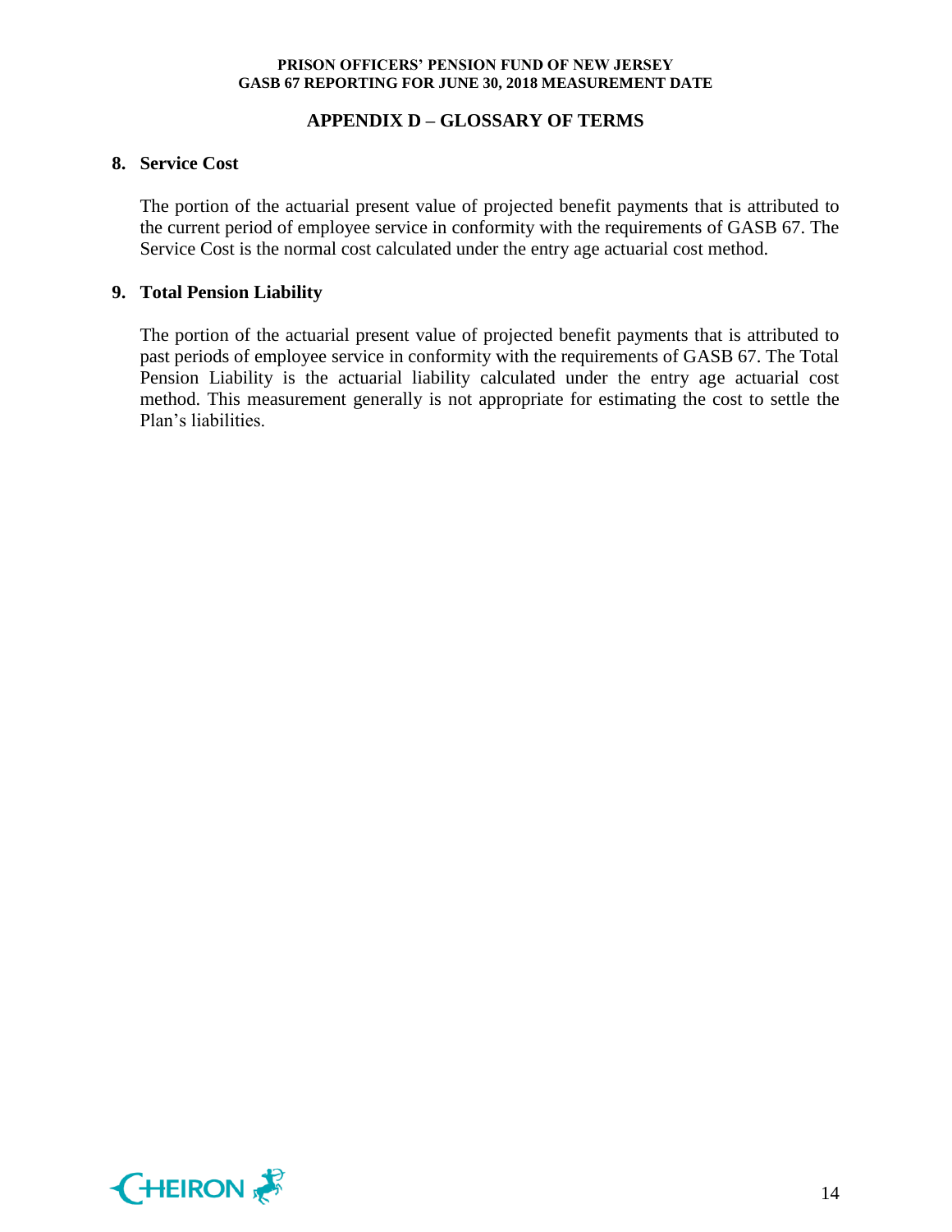## APPENDIX D – GLOSSARY OF TERMS

**8. Service Cost**

The portion of the actuarial present value of projected benefit payments that is attributed to the current period of employee service in conformity with the requirements of GASB 67. The Service Cost is the normal cost calculated under the entry age actuarial cost method.

**9. Total Pension Liability**

The portion of the actuarial present value of projected benefit payments that is attributed to past periods of employee service in conformity with the requirements of GASB 67. The Total Pension Liability is the actuarial liability calculated under the entry age actuarial cost method. This measurement generally is not appropriate for estimating the cost to settle the Plan's liabilities.